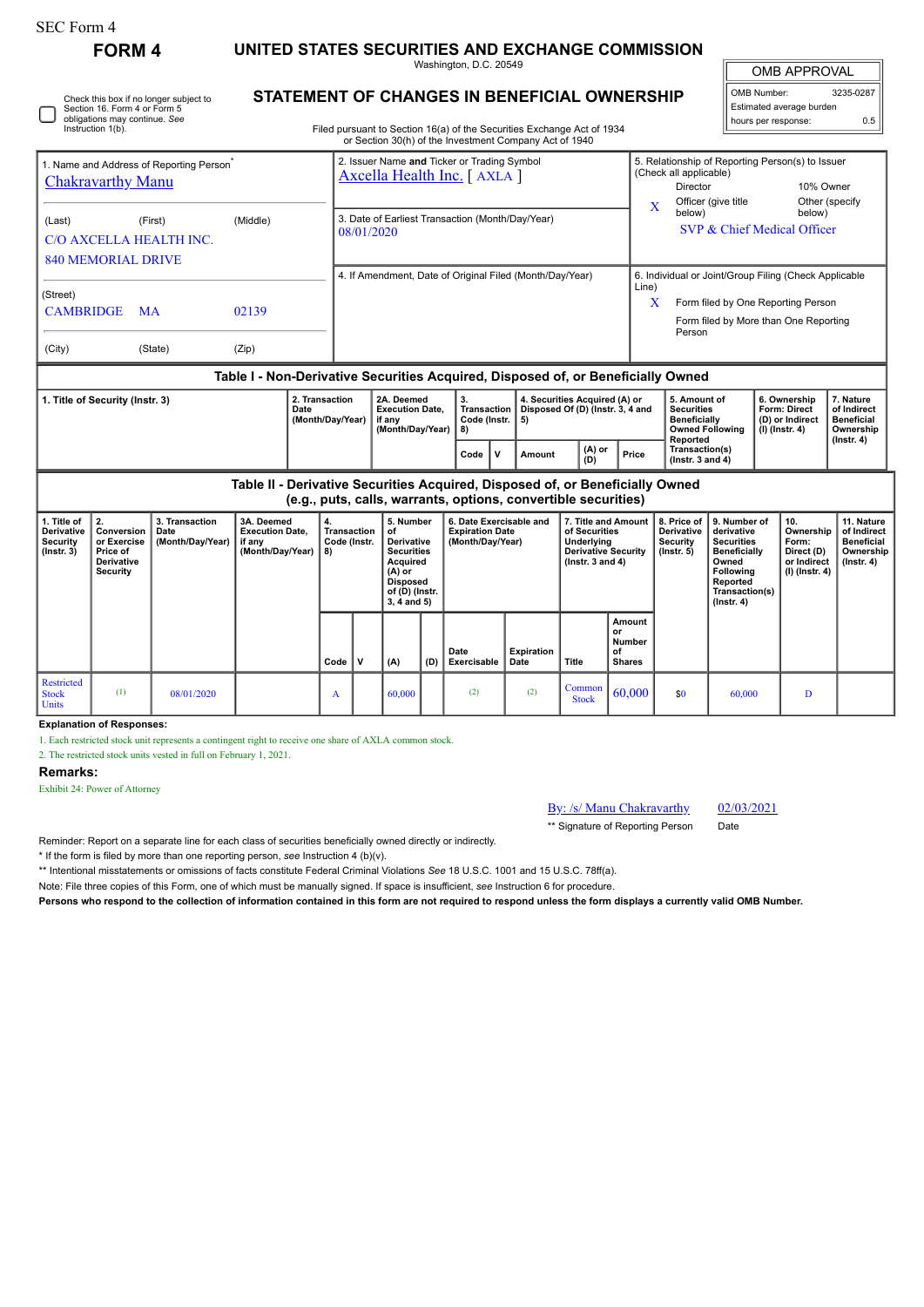SEC Form 4

# FORM 4

## UNITED STATES SECURITIES AND EXCHANGE COMMISSION

Washington, D.C. 20549

## STATEMENT OF CHANGES IN BENEFICIAL OWNERSHIP

Filed pursuant to Section 16(a) of the Securities Exchange Act of 1934
or Section 30(h) of the Investment Company Act of 1940

Check this box if no longer subject to Section 16. Form 4 or Form 5 obligations may continue. *See* Instruction 1(b).

| OMB APPROVAL | |
|---|---|
| OMB Number: | 3235-0287 |
| Estimated average burden | |
| hours per response: | 0.5 |

1. Name and Address of Reporting Person*
Chakravarthy Manu

(Last) (First) (Middle)
C/O AXCELLA HEALTH INC.
840 MEMORIAL DRIVE

(Street)
CAMBRIDGE MA 02139

(City) (State) (Zip)

2. Issuer Name **and** Ticker or Trading Symbol
Axcella Health Inc. [ AXLA ]

3. Date of Earliest Transaction (Month/Day/Year)
08/01/2020

4. If Amendment, Date of Original Filed (Month/Day/Year)

5. Relationship of Reporting Person(s) to Issuer (Check all applicable)
Director 10% Owner
X Officer (give title below) Other (specify below)
SVP & Chief Medical Officer

6. Individual or Joint/Group Filing (Check Applicable Line)
X Form filed by One Reporting Person
Form filed by More than One Reporting Person

### Table I - Non-Derivative Securities Acquired, Disposed of, or Beneficially Owned

| 1. Title of Security (Instr. 3) | 2. Transaction Date (Month/Day/Year) | 2A. Deemed Execution Date, if any (Month/Day/Year) | 3. Transaction Code (Instr. 8) | | 4. Securities Acquired (A) or Disposed Of (D) (Instr. 3, 4 and 5) | | | 5. Amount of Securities Beneficially Owned Following Reported Transaction(s) (Instr. 3 and 4) | 6. Ownership Form: Direct (D) or Indirect (I) (Instr. 4) | 7. Nature of Indirect Beneficial Ownership (Instr. 4) |
|---|---|---|---|---|---|---|---|---|---|---|
| | | | Code | V | Amount | (A) or (D) | Price | | | |

### Table II - Derivative Securities Acquired, Disposed of, or Beneficially Owned (e.g., puts, calls, warrants, options, convertible securities)

| 1. Title of Derivative Security (Instr. 3) | 2. Conversion or Exercise Price of Derivative Security | 3. Transaction Date (Month/Day/Year) | 3A. Deemed Execution Date, if any (Month/Day/Year) | 4. Transaction Code (Instr. 8) | | 5. Number of Derivative Securities Acquired (A) or Disposed of (D) (Instr. 3, 4 and 5) | | 6. Date Exercisable and Expiration Date (Month/Day/Year) | | 7. Title and Amount of Securities Underlying Derivative Security (Instr. 3 and 4) | | 8. Price of Derivative Security (Instr. 5) | 9. Number of derivative Securities Beneficially Owned Following Reported Transaction(s) (Instr. 4) | 10. Ownership Form: Direct (D) or Indirect (I) (Instr. 4) | 11. Nature of Indirect Beneficial Ownership (Instr. 4) |
|---|---|---|---|---|---|---|---|---|---|---|---|---|---|---|---|
| | | | | Code | V | (A) | (D) | Date Exercisable | Expiration Date | Title | Amount or Number of Shares | | | | |
| Restricted Stock Units | (1) | 08/01/2020 | | A | | 60,000 | | (2) | (2) | Common Stock | 60,000 | $0 | 60,000 | D | |

**Explanation of Responses:**

1. Each restricted stock unit represents a contingent right to receive one share of AXLA common stock.
2. The restricted stock units vested in full on February 1, 2021.

**Remarks:**

Exhibit 24: Power of Attorney

By: /s/ Manu Chakravarthy 02/03/2021
** Signature of Reporting Person Date

Reminder: Report on a separate line for each class of securities beneficially owned directly or indirectly.

\* If the form is filed by more than one reporting person, *see* Instruction 4 (b)(v).

** Intentional misstatements or omissions of facts constitute Federal Criminal Violations *See* 18 U.S.C. 1001 and 15 U.S.C. 78ff(a).

Note: File three copies of this Form, one of which must be manually signed. If space is insufficient, *see* Instruction 6 for procedure.

**Persons who respond to the collection of information contained in this form are not required to respond unless the form displays a currently valid OMB Number.**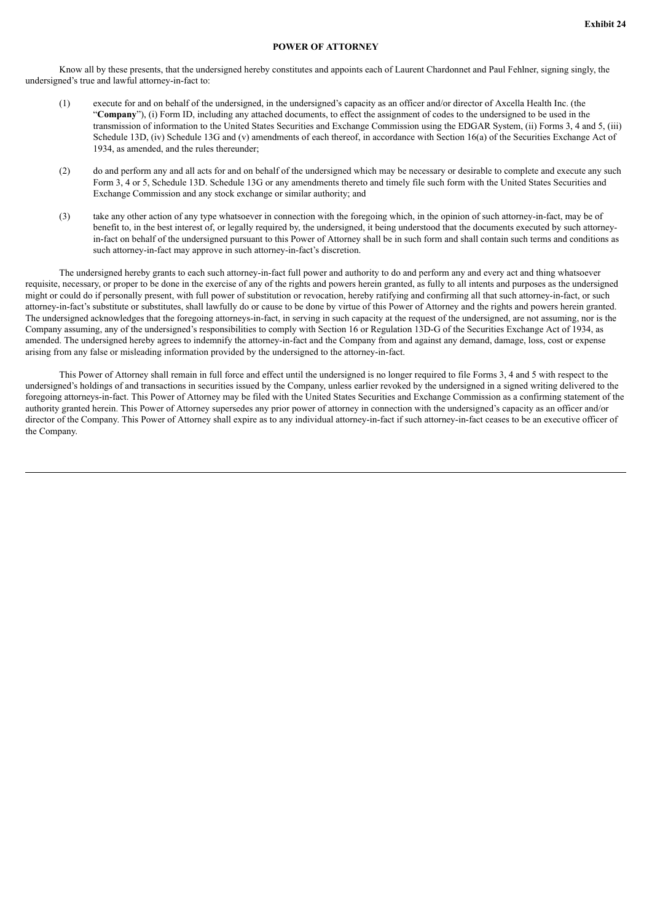**Exhibit 24**

**POWER OF ATTORNEY**

Know all by these presents, that the undersigned hereby constitutes and appoints each of Laurent Chardonnet and Paul Fehlner, signing singly, the undersigned's true and lawful attorney-in-fact to:

(1) execute for and on behalf of the undersigned, in the undersigned's capacity as an officer and/or director of Axcella Health Inc. (the "**Company**"), (i) Form ID, including any attached documents, to effect the assignment of codes to the undersigned to be used in the transmission of information to the United States Securities and Exchange Commission using the EDGAR System, (ii) Forms 3, 4 and 5, (iii) Schedule 13D, (iv) Schedule 13G and (v) amendments of each thereof, in accordance with Section 16(a) of the Securities Exchange Act of 1934, as amended, and the rules thereunder;

(2) do and perform any and all acts for and on behalf of the undersigned which may be necessary or desirable to complete and execute any such Form 3, 4 or 5, Schedule 13D. Schedule 13G or any amendments thereto and timely file such form with the United States Securities and Exchange Commission and any stock exchange or similar authority; and

(3) take any other action of any type whatsoever in connection with the foregoing which, in the opinion of such attorney-in-fact, may be of benefit to, in the best interest of, or legally required by, the undersigned, it being understood that the documents executed by such attorney-in-fact on behalf of the undersigned pursuant to this Power of Attorney shall be in such form and shall contain such terms and conditions as such attorney-in-fact may approve in such attorney-in-fact's discretion.

The undersigned hereby grants to each such attorney-in-fact full power and authority to do and perform any and every act and thing whatsoever requisite, necessary, or proper to be done in the exercise of any of the rights and powers herein granted, as fully to all intents and purposes as the undersigned might or could do if personally present, with full power of substitution or revocation, hereby ratifying and confirming all that such attorney-in-fact, or such attorney-in-fact's substitute or substitutes, shall lawfully do or cause to be done by virtue of this Power of Attorney and the rights and powers herein granted. The undersigned acknowledges that the foregoing attorneys-in-fact, in serving in such capacity at the request of the undersigned, are not assuming, nor is the Company assuming, any of the undersigned's responsibilities to comply with Section 16 or Regulation 13D-G of the Securities Exchange Act of 1934, as amended. The undersigned hereby agrees to indemnify the attorney-in-fact and the Company from and against any demand, damage, loss, cost or expense arising from any false or misleading information provided by the undersigned to the attorney-in-fact.

This Power of Attorney shall remain in full force and effect until the undersigned is no longer required to file Forms 3, 4 and 5 with respect to the undersigned's holdings of and transactions in securities issued by the Company, unless earlier revoked by the undersigned in a signed writing delivered to the foregoing attorneys-in-fact. This Power of Attorney may be filed with the United States Securities and Exchange Commission as a confirming statement of the authority granted herein. This Power of Attorney supersedes any prior power of attorney in connection with the undersigned's capacity as an officer and/or director of the Company. This Power of Attorney shall expire as to any individual attorney-in-fact if such attorney-in-fact ceases to be an executive officer of the Company.

---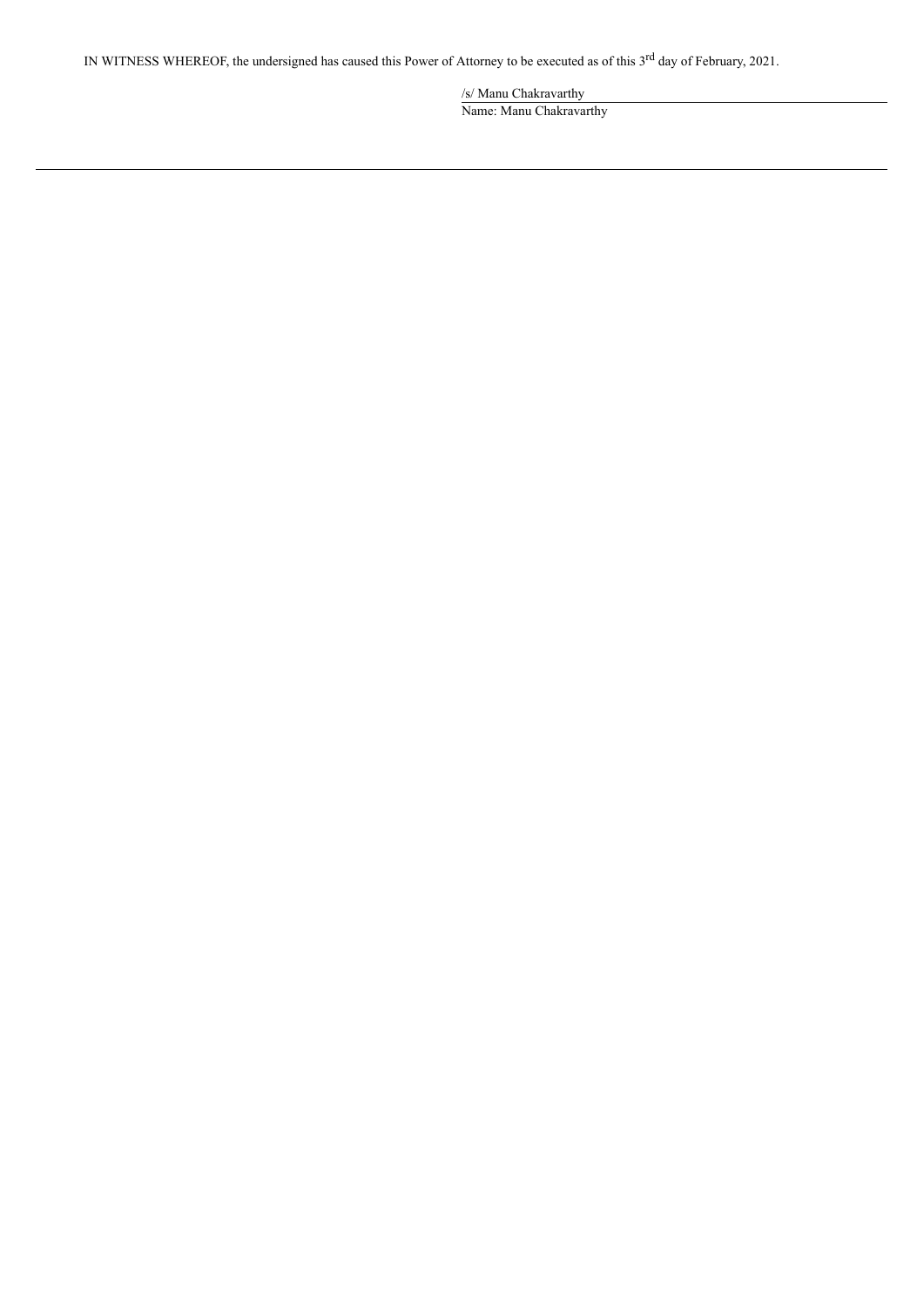IN WITNESS WHEREOF, the undersigned has caused this Power of Attorney to be executed as of this 3rd day of February, 2021.

/s/ Manu Chakravarthy

Name: Manu Chakravarthy